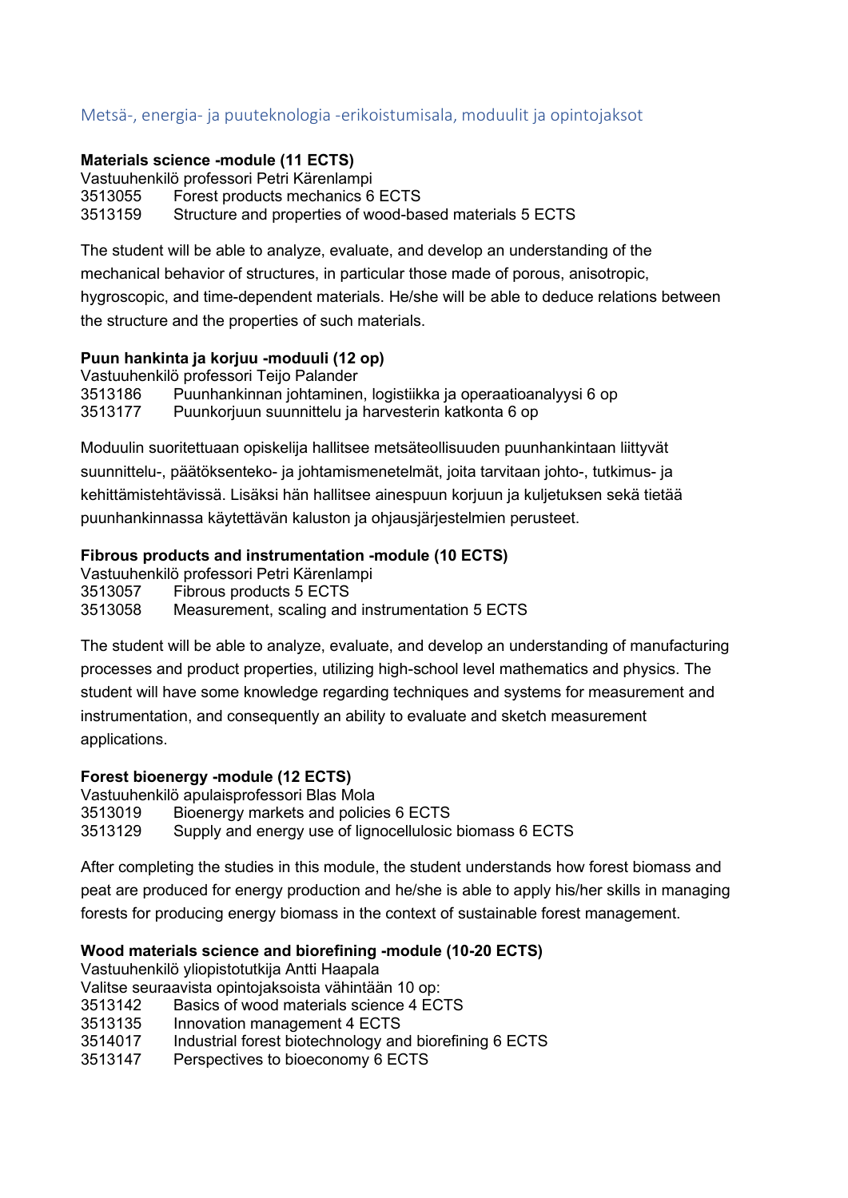## Metsä-, energia- ja puuteknologia -erikoistumisala, moduulit ja opintojaksot

**Materials science -module (11 ECTS)**
Vastuuhenkilö professori Petri Kärenlampi
3513055 Forest products mechanics 6 ECTS
3513159 Structure and properties of wood-based materials 5 ECTS

The student will be able to analyze, evaluate, and develop an understanding of the mechanical behavior of structures, in particular those made of porous, anisotropic, hygroscopic, and time-dependent materials. He/she will be able to deduce relations between the structure and the properties of such materials.

**Puun hankinta ja korjuu -moduuli (12 op)**
Vastuuhenkilö professori Teijo Palander
3513186 Puunhankinnan johtaminen, logistiikka ja operaatioanalyysi 6 op
3513177 Puunkorjuun suunnittelu ja harvesterin katkonta 6 op

Moduulin suoritettuaan opiskelija hallitsee metsäteollisuuden puunhankintaan liittyvät suunnittelu-, päätöksenteko- ja johtamismenetelmät, joita tarvitaan johto-, tutkimus- ja kehittämistehtävissä. Lisäksi hän hallitsee ainespuun korjuun ja kuljetuksen sekä tietää puunhankinnassa käytettävän kaluston ja ohjausjärjestelmien perusteet.

**Fibrous products and instrumentation -module (10 ECTS)**
Vastuuhenkilö professori Petri Kärenlampi
3513057 Fibrous products 5 ECTS
3513058 Measurement, scaling and instrumentation 5 ECTS

The student will be able to analyze, evaluate, and develop an understanding of manufacturing processes and product properties, utilizing high-school level mathematics and physics. The student will have some knowledge regarding techniques and systems for measurement and instrumentation, and consequently an ability to evaluate and sketch measurement applications.

**Forest bioenergy -module (12 ECTS)**
Vastuuhenkilö apulaisprofessori Blas Mola
3513019 Bioenergy markets and policies 6 ECTS
3513129 Supply and energy use of lignocellulosic biomass 6 ECTS

After completing the studies in this module, the student understands how forest biomass and peat are produced for energy production and he/she is able to apply his/her skills in managing forests for producing energy biomass in the context of sustainable forest management.

**Wood materials science and biorefining -module (10-20 ECTS)**
Vastuuhenkilö yliopistotutkija Antti Haapala
Valitse seuraavista opintojaksoista vähintään 10 op:
3513142 Basics of wood materials science 4 ECTS
3513135 Innovation management 4 ECTS
3514017 Industrial forest biotechnology and biorefining 6 ECTS
3513147 Perspectives to bioeconomy 6 ECTS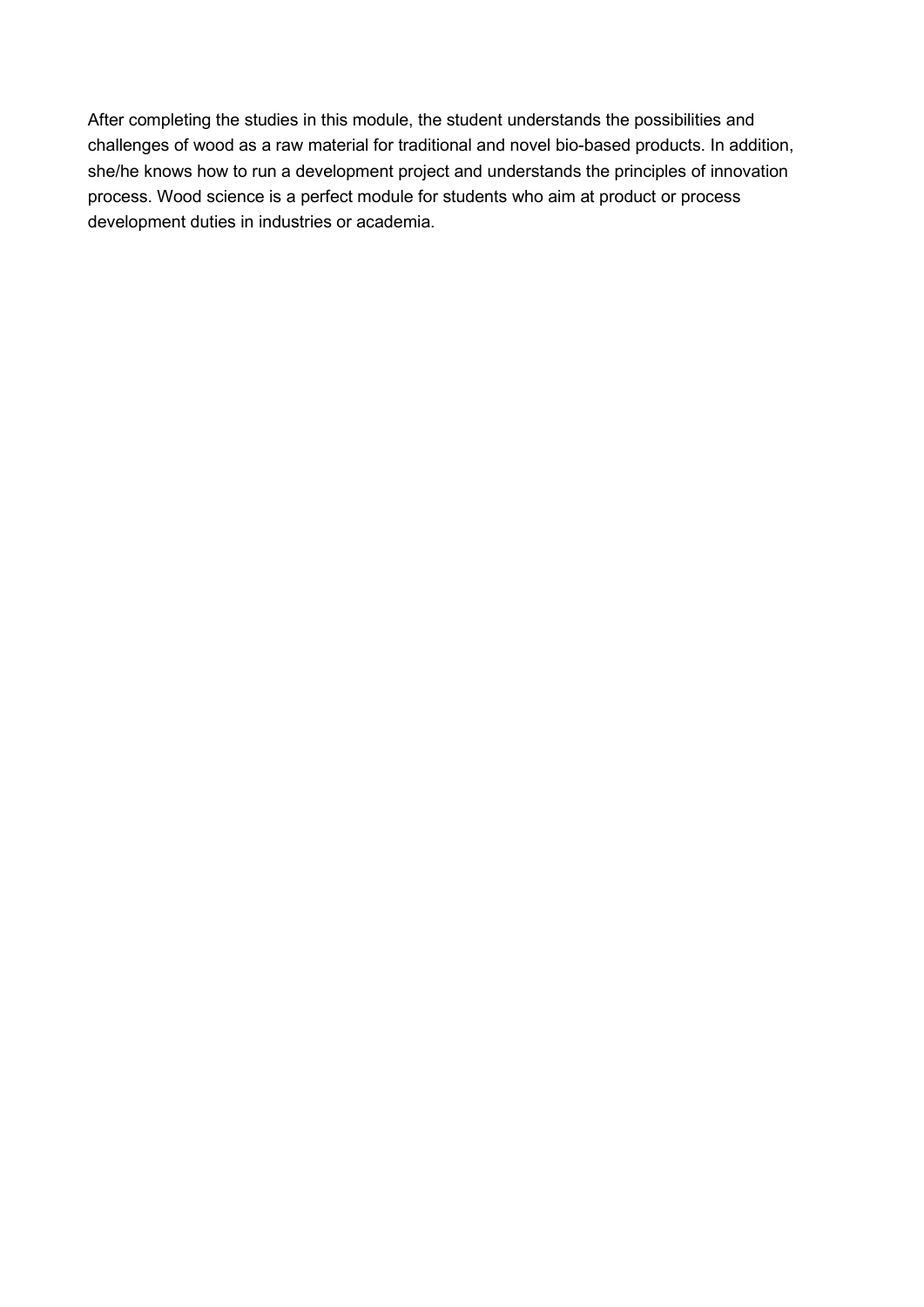After completing the studies in this module, the student understands the possibilities and challenges of wood as a raw material for traditional and novel bio-based products. In addition, she/he knows how to run a development project and understands the principles of innovation process. Wood science is a perfect module for students who aim at product or process development duties in industries or academia.